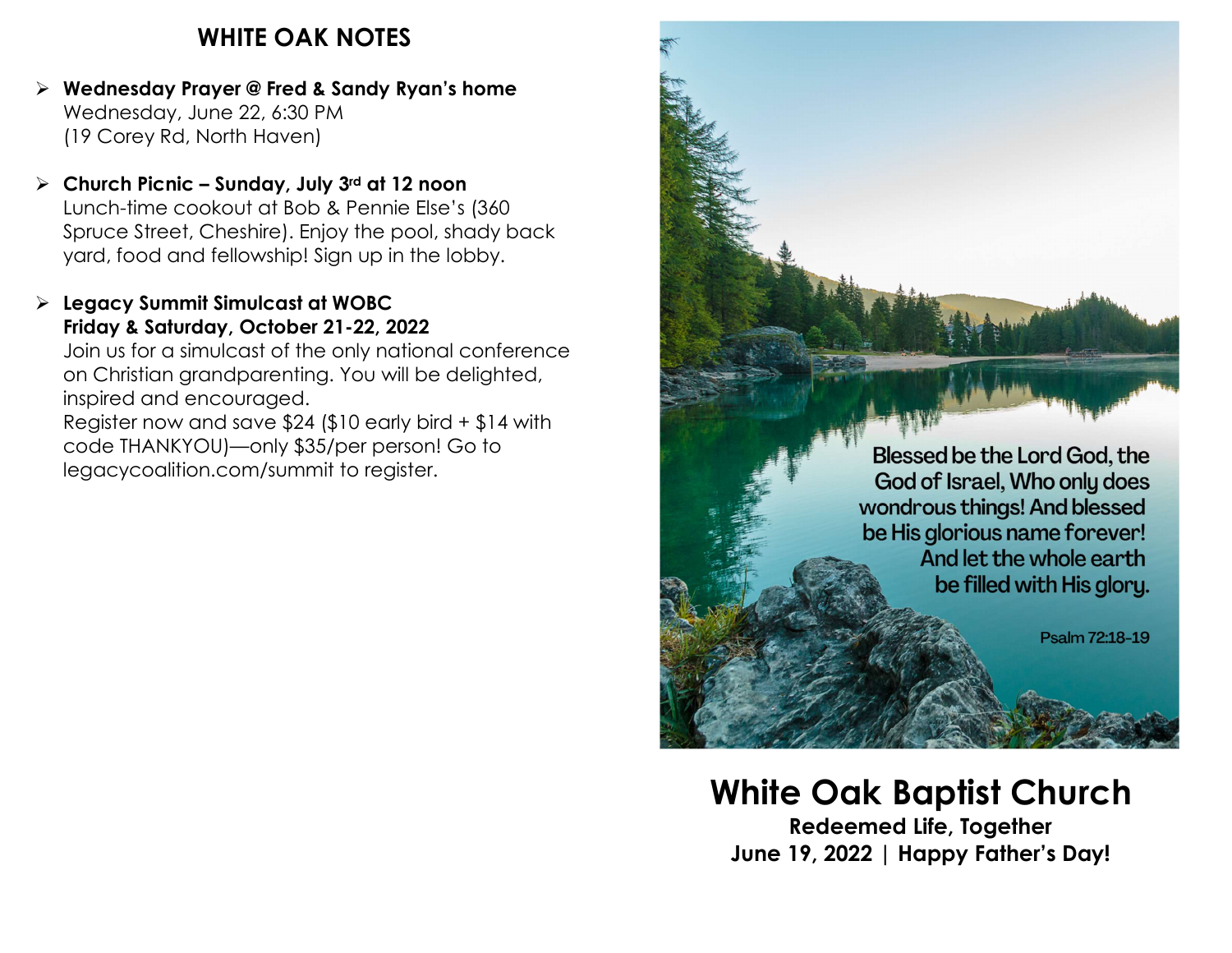# WHITE OAK NOTES

- **Wednesday Prayer @ Fred & Sandy Ryan's home**
  Wednesday, June 22, 6:30 PM
  (19 Corey Rd, North Haven)

- **Church Picnic – Sunday, July 3rd at 12 noon**
  Lunch-time cookout at Bob & Pennie Else's (360 Spruce Street, Cheshire). Enjoy the pool, shady back yard, food and fellowship! Sign up in the lobby.

- **Legacy Summit Simulcast at WOBC**
  **Friday & Saturday, October 21-22, 2022**
  Join us for a simulcast of the only national conference on Christian grandparenting. You will be delighted, inspired and encouraged.
  Register now and save $24 ($10 early bird + $14 with code THANKYOU)—only $35/per person! Go to legacycoalition.com/summit to register.

Blessed be the Lord God, the God of Israel, Who only does wondrous things! And blessed be His glorious name forever! And let the whole earth be filled with His glory.

Psalm 72:18-19

# White Oak Baptist Church

**Redeemed Life, Together**

**June 19, 2022 | Happy Father's Day!**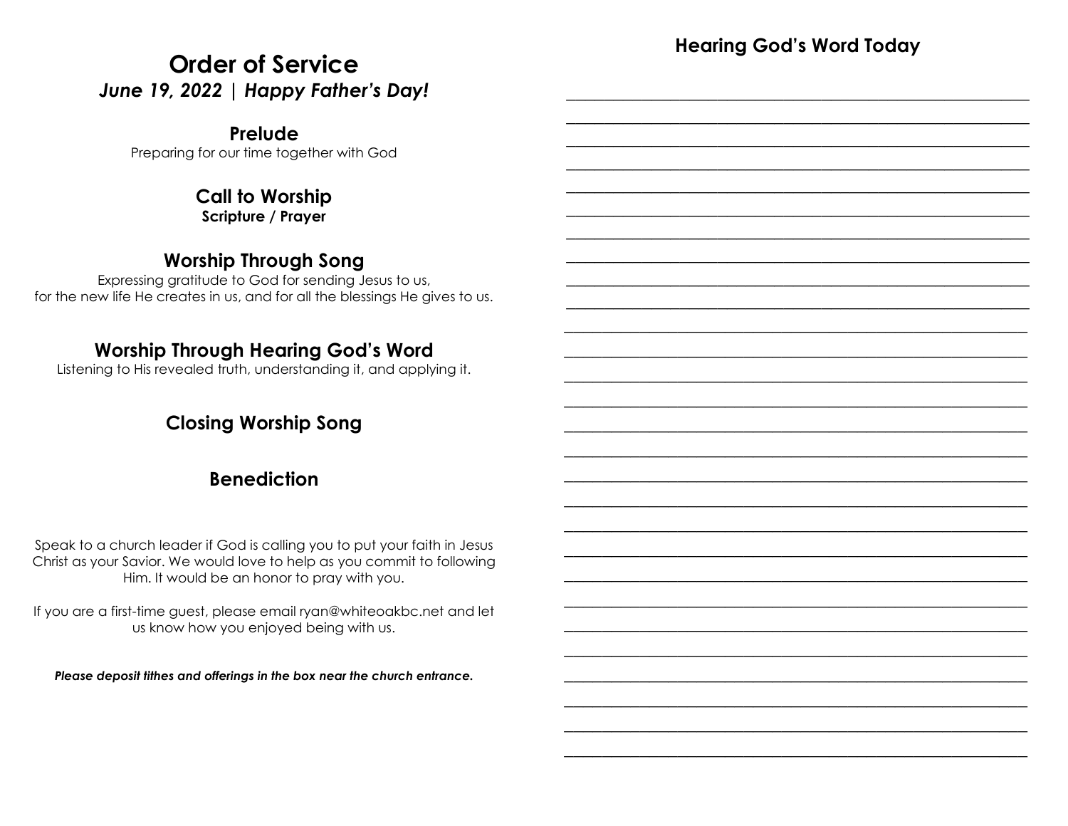# Order of Service

***June 19, 2022 | Happy Father's Day!***

## Prelude

Preparing for our time together with God

## Call to Worship

**Scripture / Prayer**

## Worship Through Song

Expressing gratitude to God for sending Jesus to us, for the new life He creates in us, and for all the blessings He gives to us.

## Worship Through Hearing God's Word

Listening to His revealed truth, understanding it, and applying it.

## Closing Worship Song

## Benediction

Speak to a church leader if God is calling you to put your faith in Jesus Christ as your Savior. We would love to help as you commit to following Him. It would be an honor to pray with you.

If you are a first-time guest, please email ryan@whiteoakbc.net and let us know how you enjoyed being with us.

***Please deposit tithes and offerings in the box near the church entrance.***

## Hearing God's Word Today

____________________________________________________________
____________________________________________________________
____________________________________________________________
____________________________________________________________
____________________________________________________________
____________________________________________________________
____________________________________________________________
____________________________________________________________
____________________________________________________________
____________________________________________________________
____________________________________________________________
____________________________________________________________
____________________________________________________________
____________________________________________________________
____________________________________________________________
____________________________________________________________
____________________________________________________________
____________________________________________________________
____________________________________________________________
____________________________________________________________
____________________________________________________________
____________________________________________________________
____________________________________________________________
____________________________________________________________
____________________________________________________________
____________________________________________________________
____________________________________________________________
____________________________________________________________